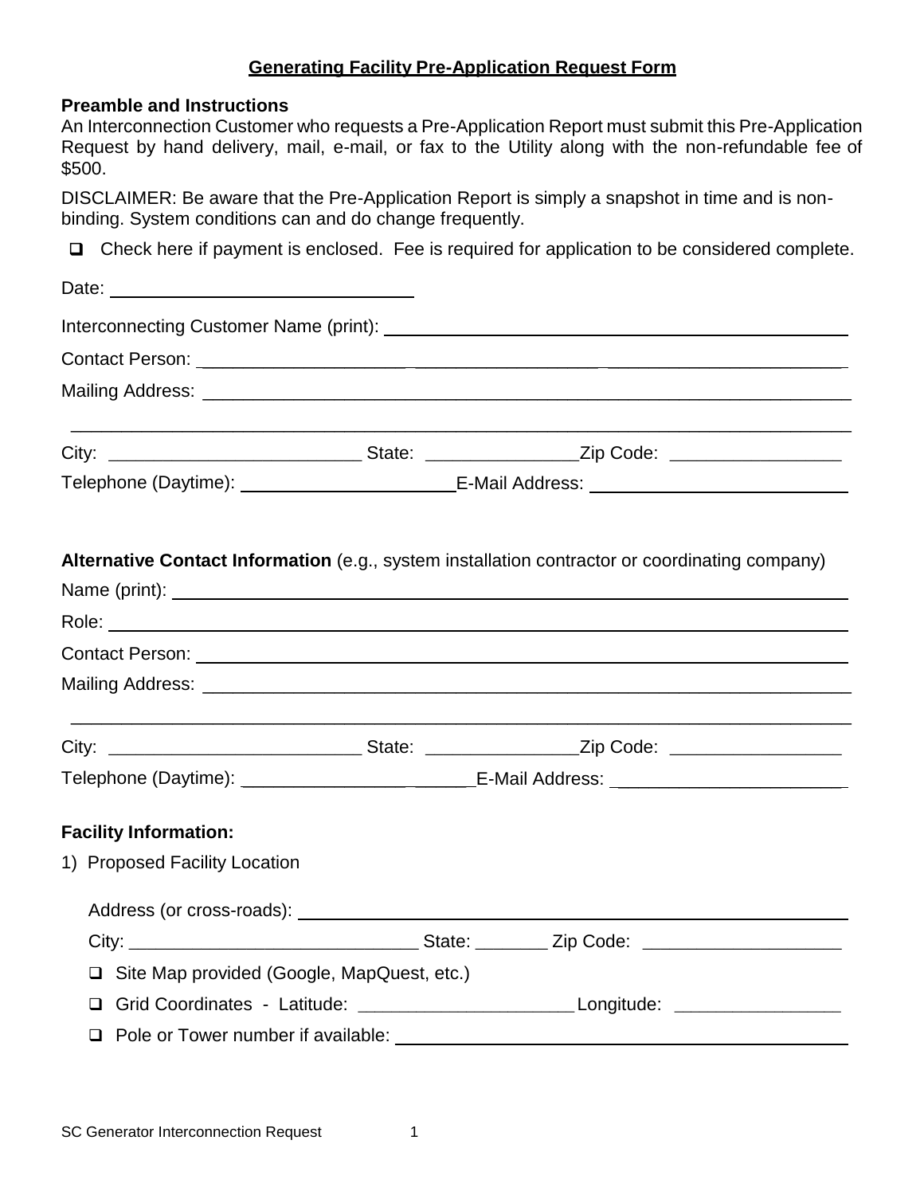## Generating Facility Pre-Application Request Form

**Preamble and Instructions**

An Interconnection Customer who requests a Pre-Application Report must submit this Pre-Application Request by hand delivery, mail, e-mail, or fax to the Utility along with the non-refundable fee of $500.

DISCLAIMER: Be aware that the Pre-Application Report is simply a snapshot in time and is non-binding. System conditions can and do change frequently.

❑ Check here if payment is enclosed. Fee is required for application to be considered complete.

Date: ______________________________

Interconnecting Customer Name (print): ______________________________

Contact Person: ______________________________

Mailing Address: ______________________________

______________________________

City: ____________________ State: ______________ Zip Code: ________________

Telephone (Daytime): ____________________ E-Mail Address: ______________________

**Alternative Contact Information** (e.g., system installation contractor or coordinating company)

Name (print): ______________________________

Role: ______________________________

Contact Person: ______________________________

Mailing Address: ______________________________

______________________________

City: ____________________ State: ______________ Zip Code: ________________

Telephone (Daytime): ____________________ E-Mail Address: ______________________

**Facility Information:**

1) Proposed Facility Location

Address (or cross-roads): ______________________________

City: ________________________ State: _______ Zip Code: ___________________

❑ Site Map provided (Google, MapQuest, etc.)

❑ Grid Coordinates - Latitude: ____________________ Longitude: ________________

❑ Pole or Tower number if available: ______________________________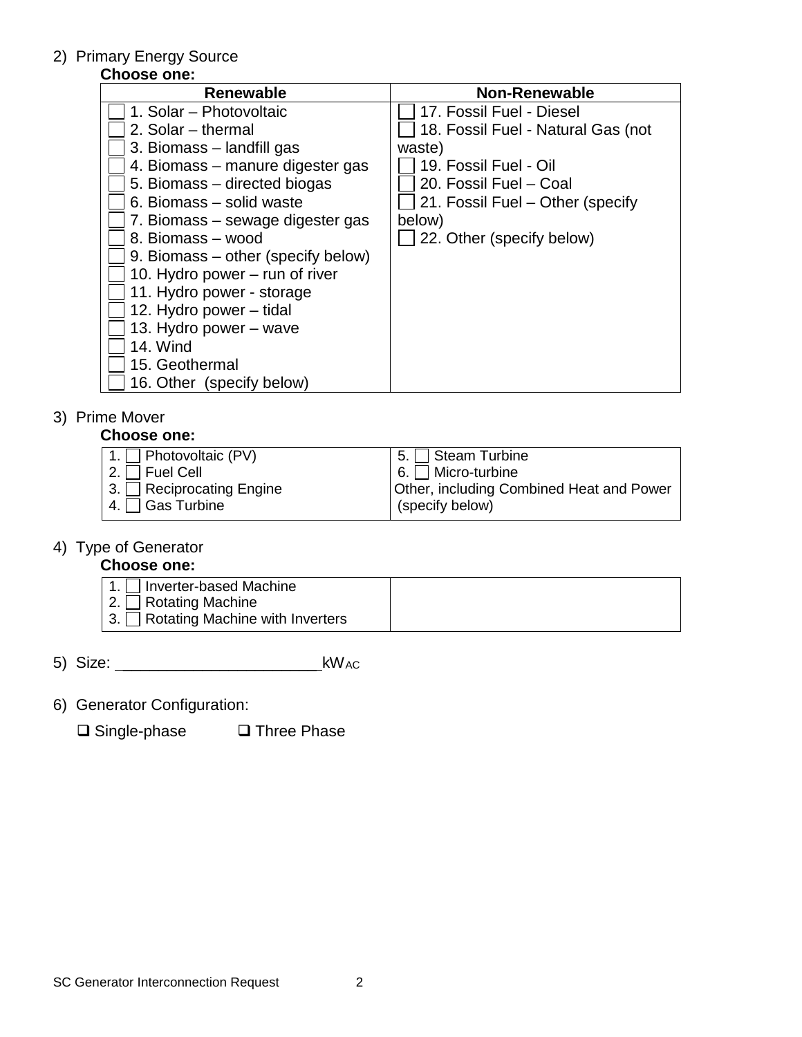2) Primary Energy Source

**Choose one:**

| Renewable | Non-Renewable |
|---|---|
| ☐ 1. Solar – Photovoltaic | ☐ 17. Fossil Fuel - Diesel |
| ☐ 2. Solar – thermal | ☐ 18. Fossil Fuel - Natural Gas (not waste) |
| ☐ 3. Biomass – landfill gas | ☐ 19. Fossil Fuel - Oil |
| ☐ 4. Biomass – manure digester gas | ☐ 20. Fossil Fuel – Coal |
| ☐ 5. Biomass – directed biogas | ☐ 21. Fossil Fuel – Other (specify below) |
| ☐ 6. Biomass – solid waste | ☐ 22. Other (specify below) |
| ☐ 7. Biomass – sewage digester gas | |
| ☐ 8. Biomass – wood | |
| ☐ 9. Biomass – other (specify below) | |
| ☐ 10. Hydro power – run of river | |
| ☐ 11. Hydro power - storage | |
| ☐ 12. Hydro power – tidal | |
| ☐ 13. Hydro power – wave | |
| ☐ 14. Wind | |
| ☐ 15. Geothermal | |
| ☐ 16. Other (specify below) | |

3) Prime Mover

**Choose one:**

| | |
|---|---|
| 1. ☐ Photovoltaic (PV) | 5. ☐ Steam Turbine |
| 2. ☐ Fuel Cell | 6. ☐ Micro-turbine |
| 3. ☐ Reciprocating Engine | Other, including Combined Heat and Power (specify below) |
| 4. ☐ Gas Turbine | |

4) Type of Generator

**Choose one:**

| | |
|---|---|
| 1. ☐ Inverter-based Machine | |
| 2. ☐ Rotating Machine | |
| 3. ☐ Rotating Machine with Inverters | |

5) Size: ______________________ $kW_{AC}$

6) Generator Configuration:

☐ Single-phase ☐ Three Phase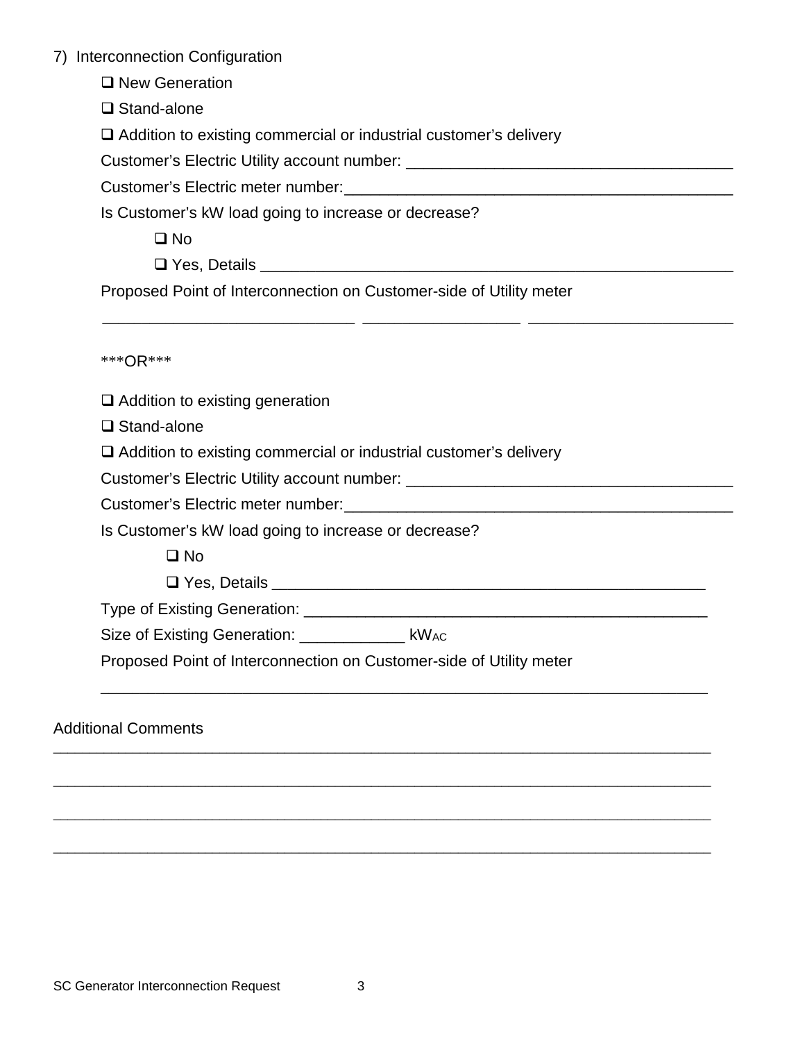7) Interconnection Configuration

- ❑ New Generation
- ❑ Stand-alone
- ❑ Addition to existing commercial or industrial customer's delivery

Customer's Electric Utility account number: ____________________________________

Customer's Electric meter number: ___________________________________________

Is Customer's kW load going to increase or decrease?

- ❑ No
- ❑ Yes, Details ___________________________________________________

Proposed Point of Interconnection on Customer-side of Utility meter

___________________________ _________________ ______________________

***OR***

- ❑ Addition to existing generation
- ❑ Stand-alone
- ❑ Addition to existing commercial or industrial customer's delivery

Customer's Electric Utility account number: ____________________________________

Customer's Electric meter number: ___________________________________________

Is Customer's kW load going to increase or decrease?

- ❑ No
- ❑ Yes, Details _______________________________________________

Type of Existing Generation: ____________________________________________

Size of Existing Generation: ____________ $kW_{AC}$

Proposed Point of Interconnection on Customer-side of Utility meter

___________________________________________________________________

Additional Comments

_________________________________________________________________________

_________________________________________________________________________

_________________________________________________________________________

_________________________________________________________________________